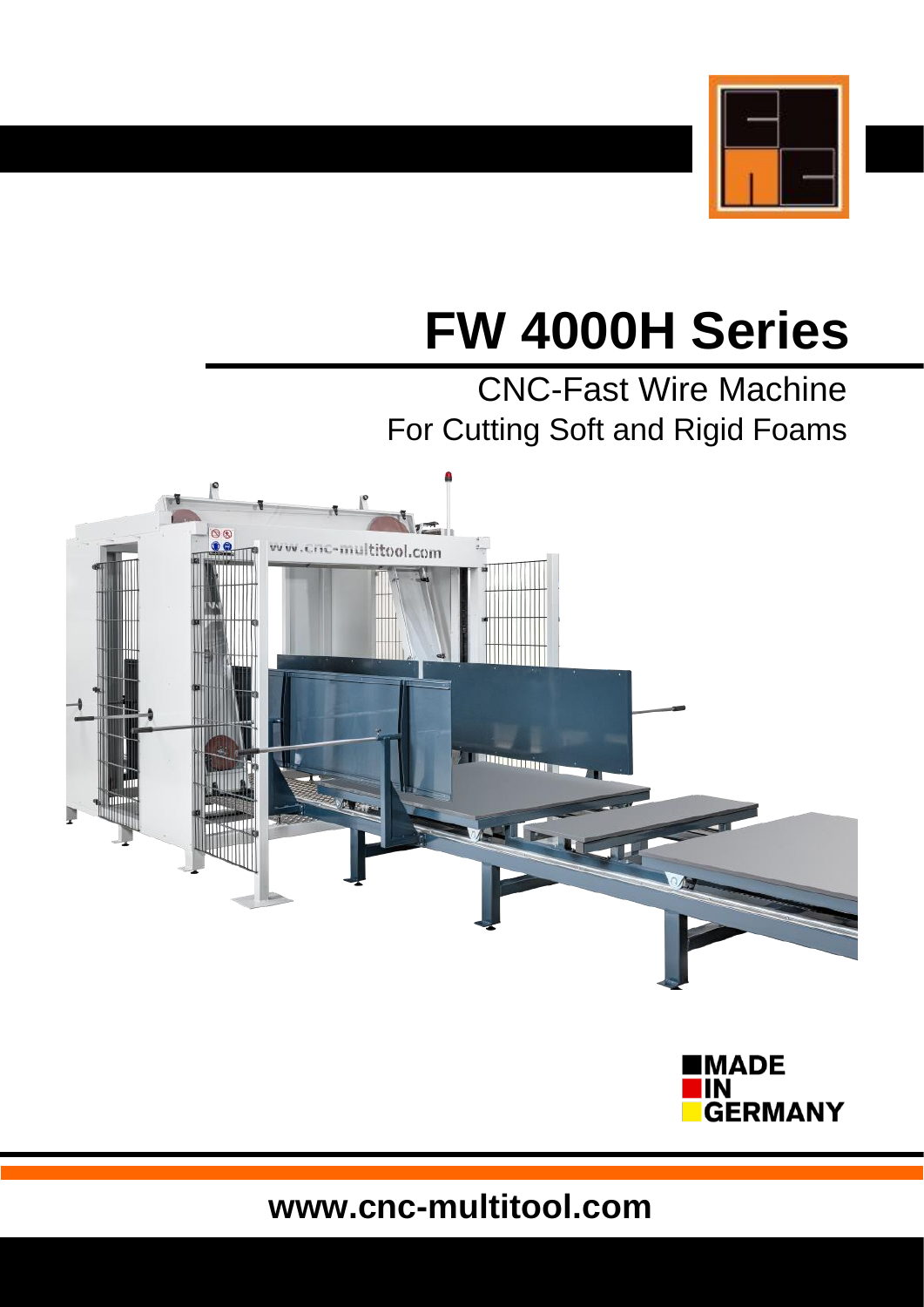# FW 4000H Series

CNC-Fast Wire Machine
For Cutting Soft and Rigid Foams

MADE
IN
GERMANY

www.cnc-multitool.com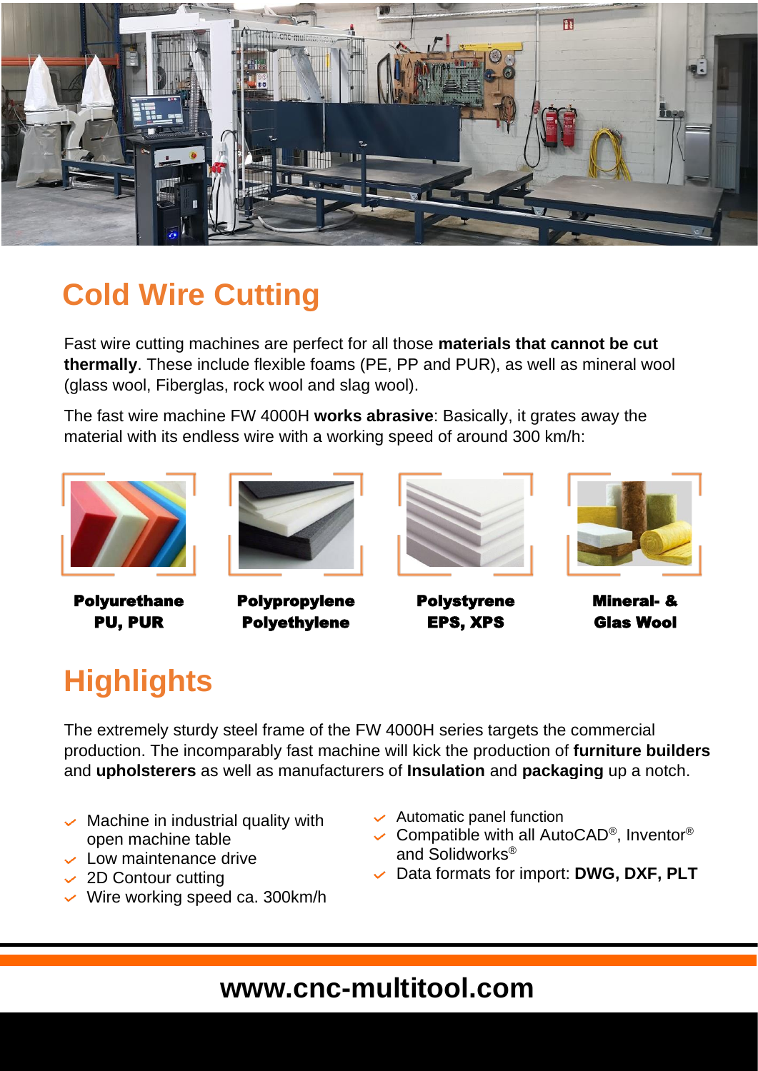# Cold Wire Cutting

Fast wire cutting machines are perfect for all those **materials that cannot be cut thermally**. These include flexible foams (PE, PP and PUR), as well as mineral wool (glass wool, Fiberglas, rock wool and slag wool).

The fast wire machine FW 4000H **works abrasive**: Basically, it grates away the material with its endless wire with a working speed of around 300 km/h:

**Polyurethane PU, PUR**

**Polypropylene Polyethylene**

**Polystyrene EPS, XPS**

**Mineral- & Glas Wool**

# Highlights

The extremely sturdy steel frame of the FW 4000H series targets the commercial production. The incomparably fast machine will kick the production of **furniture builders** and **upholsterers** as well as manufacturers of **Insulation** and **packaging** up a notch.

- Machine in industrial quality with open machine table
- Low maintenance drive
- 2D Contour cutting
- Wire working speed ca. 300km/h
- Automatic panel function
- Compatible with all AutoCAD®, Inventor® and Solidworks®
- Data formats for import: **DWG, DXF, PLT**

**www.cnc-multitool.com**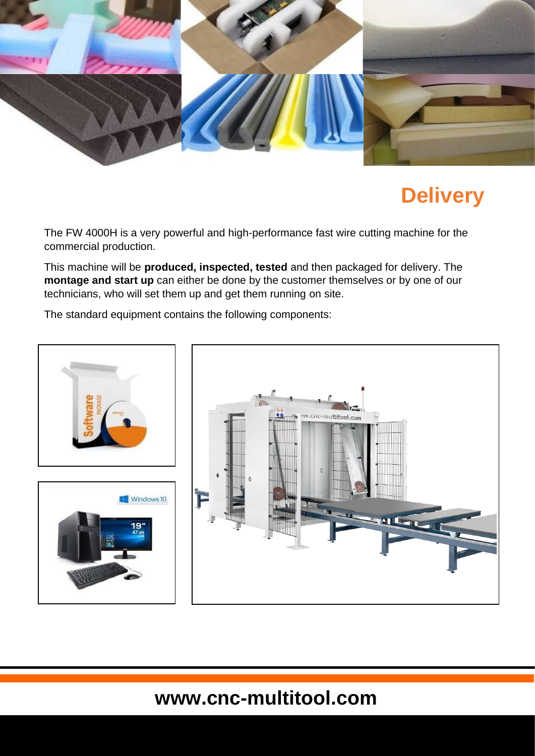## Delivery

The FW 4000H is a very powerful and high-performance fast wire cutting machine for the commercial production.

This machine will be **produced, inspected, tested** and then packaged for delivery. The **montage and start up** can either be done by the customer themselves or by one of our technicians, who will set them up and get them running on site.

The standard equipment contains the following components: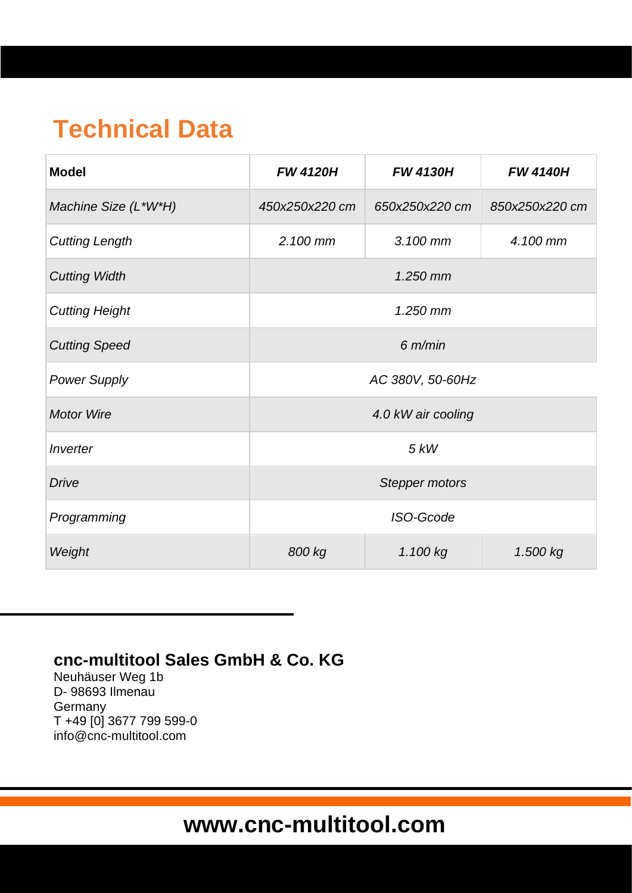## Technical Data

| **Model** | ***FW 4120H*** | ***FW 4130H*** | ***FW 4140H*** |
|---|---|---|---|
| *Machine Size (L*W*H)* | *450x250x220 cm* | *650x250x220 cm* | *850x250x220 cm* |
| *Cutting Length* | *2.100 mm* | *3.100 mm* | *4.100 mm* |
| *Cutting Width* | *1.250 mm* | | |
| *Cutting Height* | *1.250 mm* | | |
| *Cutting Speed* | *6 m/min* | | |
| *Power Supply* | *AC 380V, 50-60Hz* | | |
| *Motor Wire* | *4.0 kW air cooling* | | |
| *Inverter* | *5 kW* | | |
| *Drive* | *Stepper motors* | | |
| *Programming* | *ISO-Gcode* | | |
| *Weight* | *800 kg* | *1.100 kg* | *1.500 kg* |

**cnc-multitool Sales GmbH & Co. KG**
Neuhäuser Weg 1b
D- 98693 Ilmenau
Germany
T +49 [0] 3677 799 599-0
info@cnc-multitool.com

**www.cnc-multitool.com**